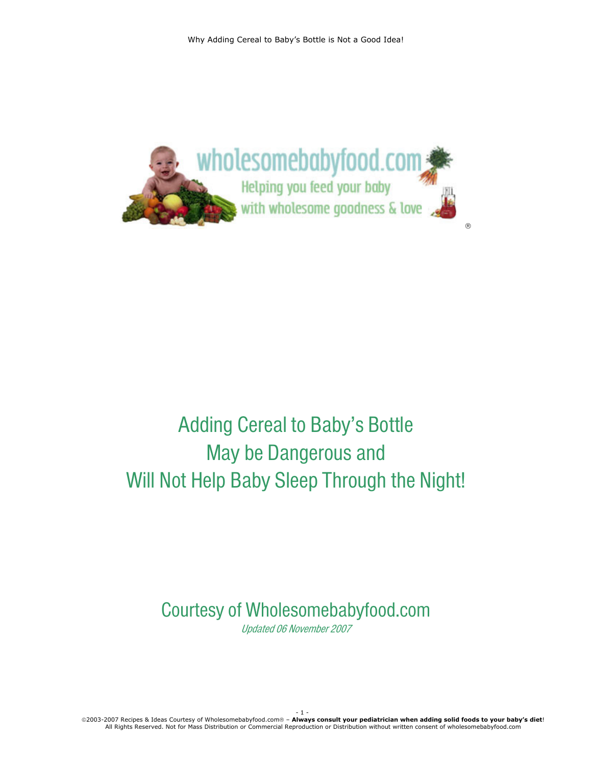# Adding Cereal to Baby's Bottle May be Dangerous and Will Not Help Baby Sleep Through the Night!

## Courtesy of Wholesomebabyfood.com

*Updated 06 November 2007*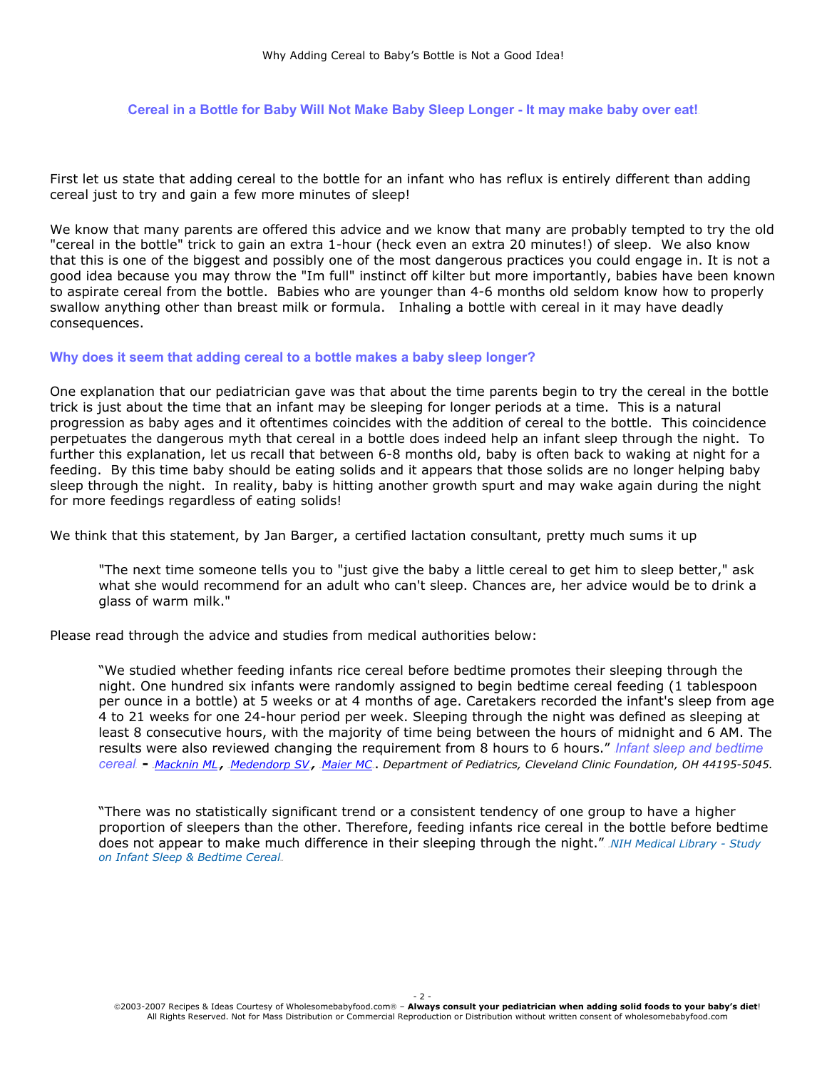## Cereal in a Bottle for Baby Will Not Make Baby Sleep Longer - It may make baby over eat!

First let us state that adding cereal to the bottle for an infant who has reflux is entirely different than adding cereal just to try and gain a few more minutes of sleep!

We know that many parents are offered this advice and we know that many are probably tempted to try the old "cereal in the bottle" trick to gain an extra 1-hour (heck even an extra 20 minutes!) of sleep. We also know that this is one of the biggest and possibly one of the most dangerous practices you could engage in. It is not a good idea because you may throw the "Im full" instinct off kilter but more importantly, babies have been known to aspirate cereal from the bottle. Babies who are younger than 4-6 months old seldom know how to properly swallow anything other than breast milk or formula. Inhaling a bottle with cereal in it may have deadly consequences.

### Why does it seem that adding cereal to a bottle makes a baby sleep longer?

One explanation that our pediatrician gave was that about the time parents begin to try the cereal in the bottle trick is just about the time that an infant may be sleeping for longer periods at a time. This is a natural progression as baby ages and it oftentimes coincides with the addition of cereal to the bottle. This coincidence perpetuates the dangerous myth that cereal in a bottle does indeed help an infant sleep through the night. To further this explanation, let us recall that between 6-8 months old, baby is often back to waking at night for a feeding. By this time baby should be eating solids and it appears that those solids are no longer helping baby sleep through the night. In reality, baby is hitting another growth spurt and may wake again during the night for more feedings regardless of eating solids!

We think that this statement, by Jan Barger, a certified lactation consultant, pretty much sums it up

> "The next time someone tells you to "just give the baby a little cereal to get him to sleep better," ask what she would recommend for an adult who can't sleep. Chances are, her advice would be to drink a glass of warm milk."

Please read through the advice and studies from medical authorities below:

> "We studied whether feeding infants rice cereal before bedtime promotes their sleeping through the night. One hundred six infants were randomly assigned to begin bedtime cereal feeding (1 tablespoon per ounce in a bottle) at 5 weeks or at 4 months of age. Caretakers recorded the infant's sleep from age 4 to 21 weeks for one 24-hour period per week. Sleeping through the night was defined as sleeping at least 8 consecutive hours, with the majority of time being between the hours of midnight and 6 AM. The results were also reviewed changing the requirement from 8 hours to 6 hours." *Infant sleep and bedtime cereal* - *Macknin ML, Medendorp SV, Maier MC. Department of Pediatrics, Cleveland Clinic Foundation, OH 44195-5045.*

> "There was no statistically significant trend or a consistent tendency of one group to have a higher proportion of sleepers than the other. Therefore, feeding infants rice cereal in the bottle before bedtime does not appear to make much difference in their sleeping through the night." *NIH Medical Library - Study on Infant Sleep & Bedtime Cereal*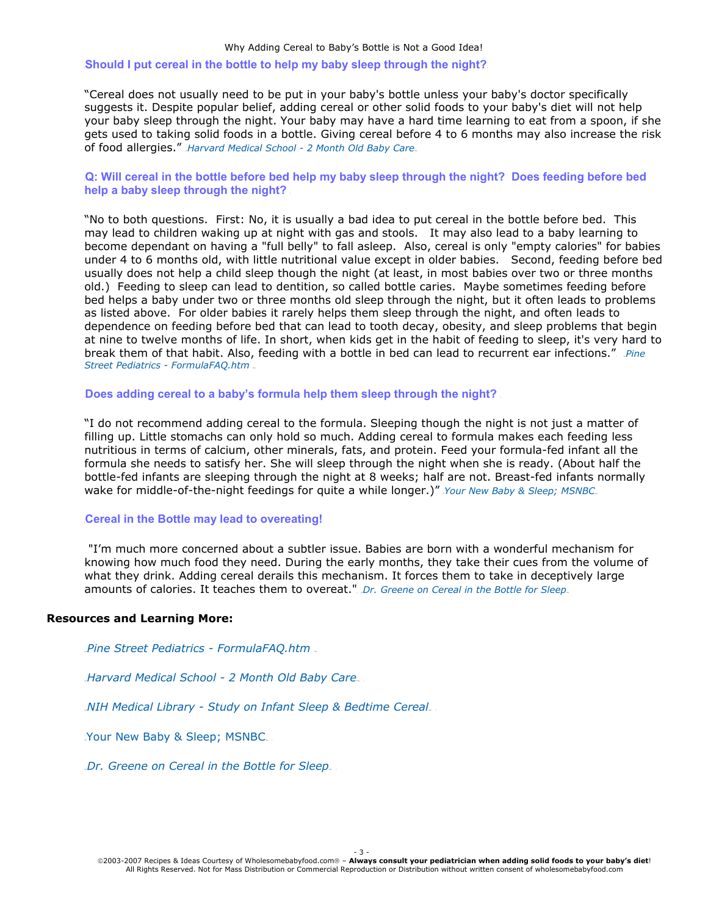### Should I put cereal in the bottle to help my baby sleep through the night?

"Cereal does not usually need to be put in your baby's bottle unless your baby's doctor specifically suggests it. Despite popular belief, adding cereal or other solid foods to your baby's diet will not help your baby sleep through the night. Your baby may have a hard time learning to eat from a spoon, if she gets used to taking solid foods in a bottle. Giving cereal before 4 to 6 months may also increase the risk of food allergies." *Harvard Medical School - 2 Month Old Baby Care*

### Q: Will cereal in the bottle before bed help my baby sleep through the night? Does feeding before bed help a baby sleep through the night?

"No to both questions. First: No, it is usually a bad idea to put cereal in the bottle before bed. This may lead to children waking up at night with gas and stools. It may also lead to a baby learning to become dependant on having a "full belly" to fall asleep. Also, cereal is only "empty calories" for babies under 4 to 6 months old, with little nutritional value except in older babies. Second, feeding before bed usually does not help a child sleep though the night (at least, in most babies over two or three months old.) Feeding to sleep can lead to dentition, so called bottle caries. Maybe sometimes feeding before bed helps a baby under two or three months old sleep through the night, but it often leads to problems as listed above. For older babies it rarely helps them sleep through the night, and often leads to dependence on feeding before bed that can lead to tooth decay, obesity, and sleep problems that begin at nine to twelve months of life. In short, when kids get in the habit of feeding to sleep, it's very hard to break them of that habit. Also, feeding with a bottle in bed can lead to recurrent ear infections." *Pine Street Pediatrics - FormulaFAQ.htm*

### Does adding cereal to a baby's formula help them sleep through the night?

"I do not recommend adding cereal to the formula. Sleeping though the night is not just a matter of filling up. Little stomachs can only hold so much. Adding cereal to formula makes each feeding less nutritious in terms of calcium, other minerals, fats, and protein. Feed your formula-fed infant all the formula she needs to satisfy her. She will sleep through the night when she is ready. (About half the bottle-fed infants are sleeping through the night at 8 weeks; half are not. Breast-fed infants normally wake for middle-of-the-night feedings for quite a while longer.)" *Your New Baby & Sleep; MSNBC*

### Cereal in the Bottle may lead to overeating!

"I'm much more concerned about a subtler issue. Babies are born with a wonderful mechanism for knowing how much food they need. During the early months, they take their cues from the volume of what they drink. Adding cereal derails this mechanism. It forces them to take in deceptively large amounts of calories. It teaches them to overeat." *Dr. Greene on Cereal in the Bottle for Sleep*

**Resources and Learning More:**

*Pine Street Pediatrics - FormulaFAQ.htm*

*Harvard Medical School - 2 Month Old Baby Care*

*NIH Medical Library - Study on Infant Sleep & Bedtime Cereal*

Your New Baby & Sleep; MSNBC

*Dr. Greene on Cereal in the Bottle for Sleep*

©2003-2007 Recipes & Ideas Courtesy of Wholesomebabyfood.com® – **Always consult your pediatrician when adding solid foods to your baby's diet**!
All Rights Reserved. Not for Mass Distribution or Commercial Reproduction or Distribution without written consent of wholesomebabyfood.com